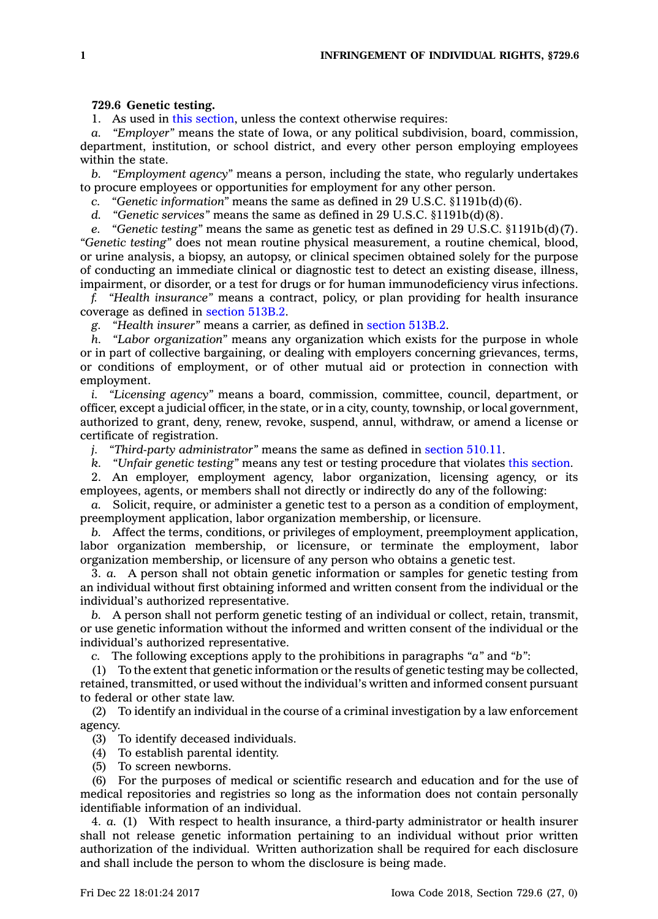**729.6 Genetic testing.**

1. As used in this section, unless the context otherwise requires:

*a. "Employer"* means the state of Iowa, or any political subdivision, board, commission, department, institution, or school district, and every other person employing employees within the state.

*b. "Employment agency"* means a person, including the state, who regularly undertakes to procure employees or opportunities for employment for any other person.

*c. "Genetic information"* means the same as defined in 29 U.S.C. §1191b(d)(6).

*d. "Genetic services"* means the same as defined in 29 U.S.C. §1191b(d)(8).

*e. "Genetic testing"* means the same as genetic test as defined in 29 U.S.C. §1191b(d)(7). *"Genetic testing"* does not mean routine physical measurement, a routine chemical, blood, or urine analysis, a biopsy, an autopsy, or clinical specimen obtained solely for the purpose of conducting an immediate clinical or diagnostic test to detect an existing disease, illness, impairment, or disorder, or a test for drugs or for human immunodeficiency virus infections.

*f. "Health insurance"* means a contract, policy, or plan providing for health insurance coverage as defined in section 513B.2.

*g. "Health insurer"* means a carrier, as defined in section 513B.2.

*h. "Labor organization"* means any organization which exists for the purpose in whole or in part of collective bargaining, or dealing with employers concerning grievances, terms, or conditions of employment, or of other mutual aid or protection in connection with employment.

*i. "Licensing agency"* means a board, commission, committee, council, department, or officer, except a judicial officer, in the state, or in a city, county, township, or local government, authorized to grant, deny, renew, revoke, suspend, annul, withdraw, or amend a license or certificate of registration.

*j. "Third-party administrator"* means the same as defined in section 510.11.

*k. "Unfair genetic testing"* means any test or testing procedure that violates this section.

2. An employer, employment agency, labor organization, licensing agency, or its employees, agents, or members shall not directly or indirectly do any of the following:

*a.* Solicit, require, or administer a genetic test to a person as a condition of employment, preemployment application, labor organization membership, or licensure.

*b.* Affect the terms, conditions, or privileges of employment, preemployment application, labor organization membership, or licensure, or terminate the employment, labor organization membership, or licensure of any person who obtains a genetic test.

3. *a.* A person shall not obtain genetic information or samples for genetic testing from an individual without first obtaining informed and written consent from the individual or the individual's authorized representative.

*b.* A person shall not perform genetic testing of an individual or collect, retain, transmit, or use genetic information without the informed and written consent of the individual or the individual's authorized representative.

*c.* The following exceptions apply to the prohibitions in paragraphs *"a"* and *"b"*:

(1) To the extent that genetic information or the results of genetic testing may be collected, retained, transmitted, or used without the individual's written and informed consent pursuant to federal or other state law.

(2) To identify an individual in the course of a criminal investigation by a law enforcement agency.

(3) To identify deceased individuals.

(4) To establish parental identity.

(5) To screen newborns.

(6) For the purposes of medical or scientific research and education and for the use of medical repositories and registries so long as the information does not contain personally identifiable information of an individual.

4. *a.* (1) With respect to health insurance, a third-party administrator or health insurer shall not release genetic information pertaining to an individual without prior written authorization of the individual. Written authorization shall be required for each disclosure and shall include the person to whom the disclosure is being made.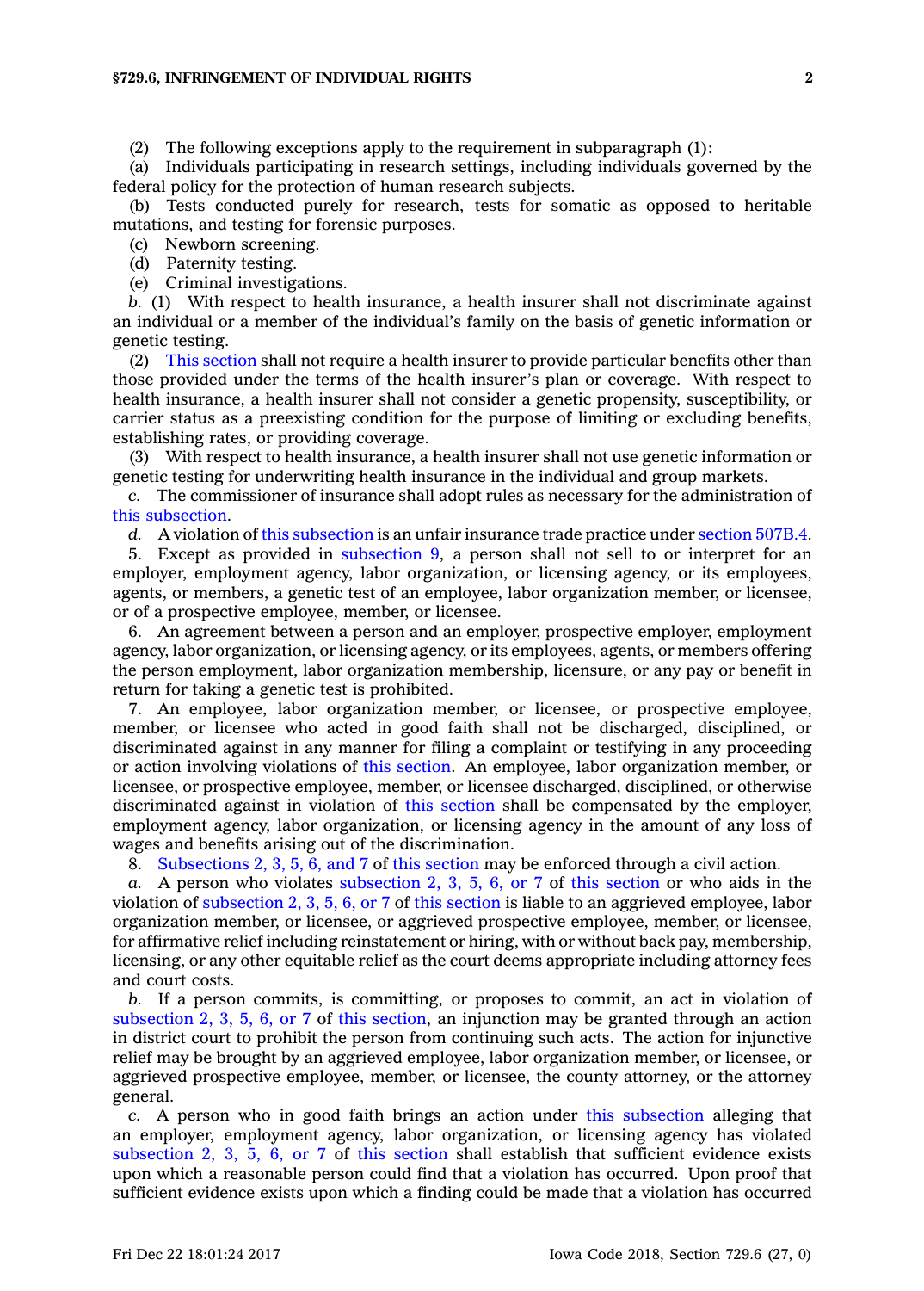(2) The following exceptions apply to the requirement in subparagraph (1):

(a) Individuals participating in research settings, including individuals governed by the federal policy for the protection of human research subjects.

(b) Tests conducted purely for research, tests for somatic as opposed to heritable mutations, and testing for forensic purposes.

(c) Newborn screening.

(d) Paternity testing.

(e) Criminal investigations.

*b.* (1) With respect to health insurance, a health insurer shall not discriminate against an individual or a member of the individual's family on the basis of genetic information or genetic testing.

(2) This section shall not require a health insurer to provide particular benefits other than those provided under the terms of the health insurer's plan or coverage. With respect to health insurance, a health insurer shall not consider a genetic propensity, susceptibility, or carrier status as a preexisting condition for the purpose of limiting or excluding benefits, establishing rates, or providing coverage.

(3) With respect to health insurance, a health insurer shall not use genetic information or genetic testing for underwriting health insurance in the individual and group markets.

*c.* The commissioner of insurance shall adopt rules as necessary for the administration of this subsection.

*d.* A violation of this subsection is an unfair insurance trade practice under section 507B.4.

5. Except as provided in subsection 9, a person shall not sell to or interpret for an employer, employment agency, labor organization, or licensing agency, or its employees, agents, or members, a genetic test of an employee, labor organization member, or licensee, or of a prospective employee, member, or licensee.

6. An agreement between a person and an employer, prospective employer, employment agency, labor organization, or licensing agency, or its employees, agents, or members offering the person employment, labor organization membership, licensure, or any pay or benefit in return for taking a genetic test is prohibited.

7. An employee, labor organization member, or licensee, or prospective employee, member, or licensee who acted in good faith shall not be discharged, disciplined, or discriminated against in any manner for filing a complaint or testifying in any proceeding or action involving violations of this section. An employee, labor organization member, or licensee, or prospective employee, member, or licensee discharged, disciplined, or otherwise discriminated against in violation of this section shall be compensated by the employer, employment agency, labor organization, or licensing agency in the amount of any loss of wages and benefits arising out of the discrimination.

8. Subsections 2, 3, 5, 6, and 7 of this section may be enforced through a civil action.

*a.* A person who violates subsection 2, 3, 5, 6, or 7 of this section or who aids in the violation of subsection 2, 3, 5, 6, or 7 of this section is liable to an aggrieved employee, labor organization member, or licensee, or aggrieved prospective employee, member, or licensee, for affirmative relief including reinstatement or hiring, with or without back pay, membership, licensing, or any other equitable relief as the court deems appropriate including attorney fees and court costs.

*b.* If a person commits, is committing, or proposes to commit, an act in violation of subsection 2, 3, 5, 6, or 7 of this section, an injunction may be granted through an action in district court to prohibit the person from continuing such acts. The action for injunctive relief may be brought by an aggrieved employee, labor organization member, or licensee, or aggrieved prospective employee, member, or licensee, the county attorney, or the attorney general.

*c.* A person who in good faith brings an action under this subsection alleging that an employer, employment agency, labor organization, or licensing agency has violated subsection 2, 3, 5, 6, or 7 of this section shall establish that sufficient evidence exists upon which a reasonable person could find that a violation has occurred. Upon proof that sufficient evidence exists upon which a finding could be made that a violation has occurred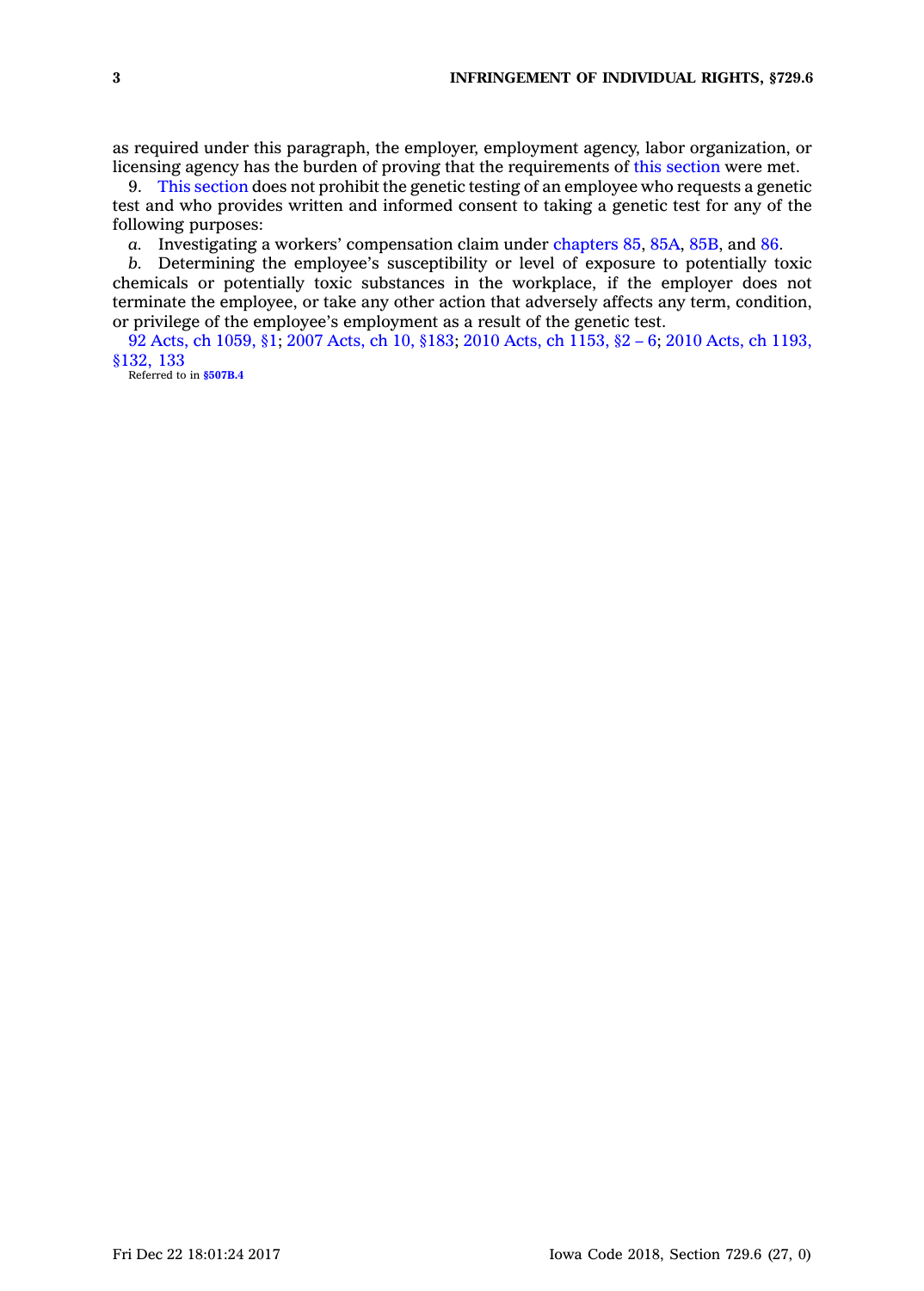as required under this paragraph, the employer, employment agency, labor organization, or licensing agency has the burden of proving that the requirements of this section were met.

9. This section does not prohibit the genetic testing of an employee who requests a genetic test and who provides written and informed consent to taking a genetic test for any of the following purposes:

*a.* Investigating a workers' compensation claim under chapters 85, 85A, 85B, and 86.

*b.* Determining the employee's susceptibility or level of exposure to potentially toxic chemicals or potentially toxic substances in the workplace, if the employer does not terminate the employee, or take any other action that adversely affects any term, condition, or privilege of the employee's employment as a result of the genetic test.

92 Acts, ch 1059, §1; 2007 Acts, ch 10, §183; 2010 Acts, ch 1153, §2 – 6; 2010 Acts, ch 1193, §132, 133

Referred to in **§507B.4**